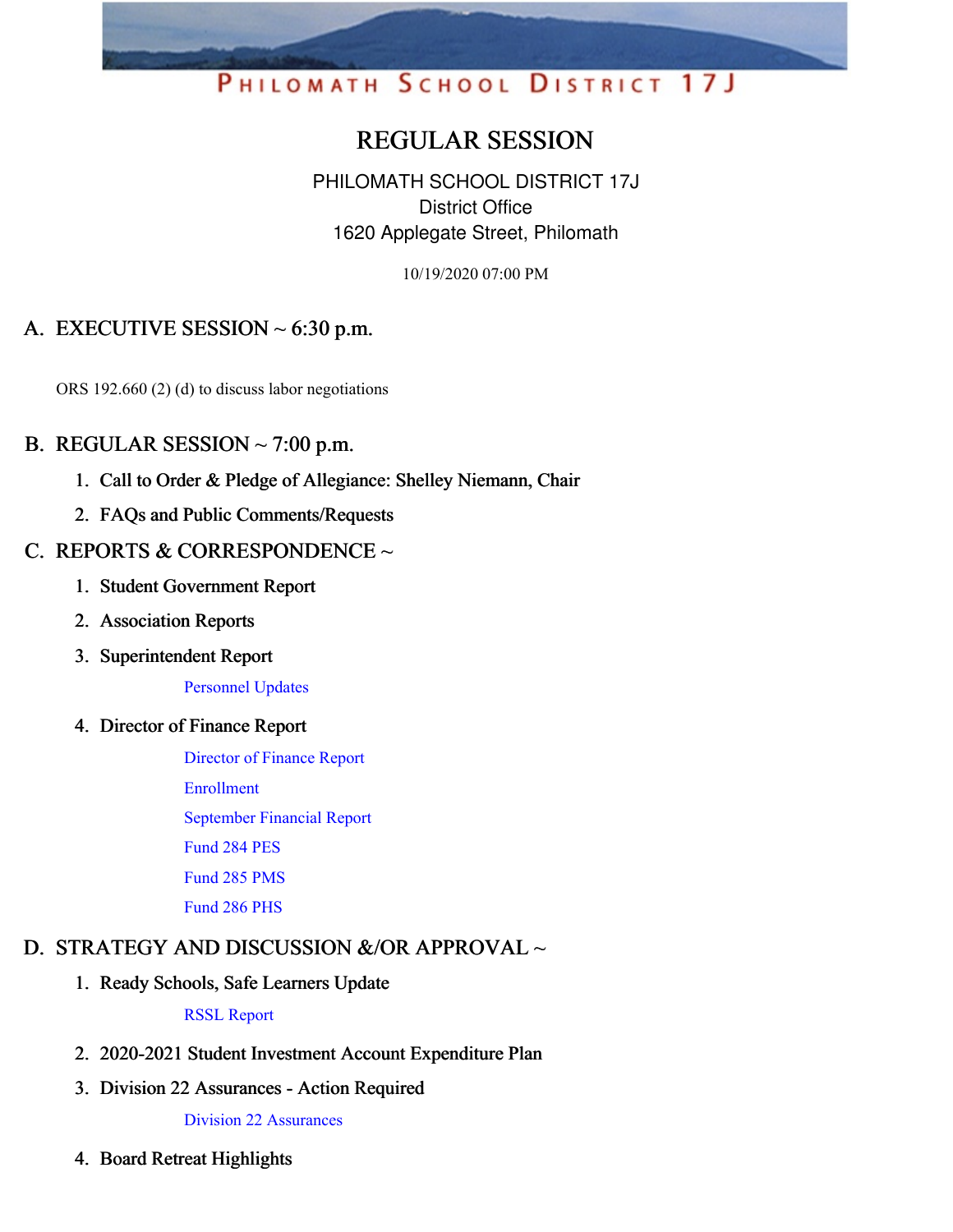PHILOMATH SCHOOL DISTRICT 17J

# REGULAR SESSION

PHILOMATH SCHOOL DISTRICT 17J
District Office
1620 Applegate Street, Philomath

10/19/2020 07:00 PM

## A. EXECUTIVE SESSION ~ 6:30 p.m.

ORS 192.660 (2) (d) to discuss labor negotiations

## B. REGULAR SESSION ~ 7:00 p.m.

1. Call to Order & Pledge of Allegiance: Shelley Niemann, Chair
2. FAQs and Public Comments/Requests

## C. REPORTS & CORRESPONDENCE ~

1. Student Government Report
2. Association Reports
3. Superintendent Report

   Personnel Updates

4. Director of Finance Report

   Director of Finance Report

   Enrollment

   September Financial Report

   Fund 284 PES

   Fund 285 PMS

   Fund 286 PHS

## D. STRATEGY AND DISCUSSION &/OR APPROVAL ~

1. Ready Schools, Safe Learners Update

   RSSL Report

2. 2020-2021 Student Investment Account Expenditure Plan
3. Division 22 Assurances - Action Required

   Division 22 Assurances

4. Board Retreat Highlights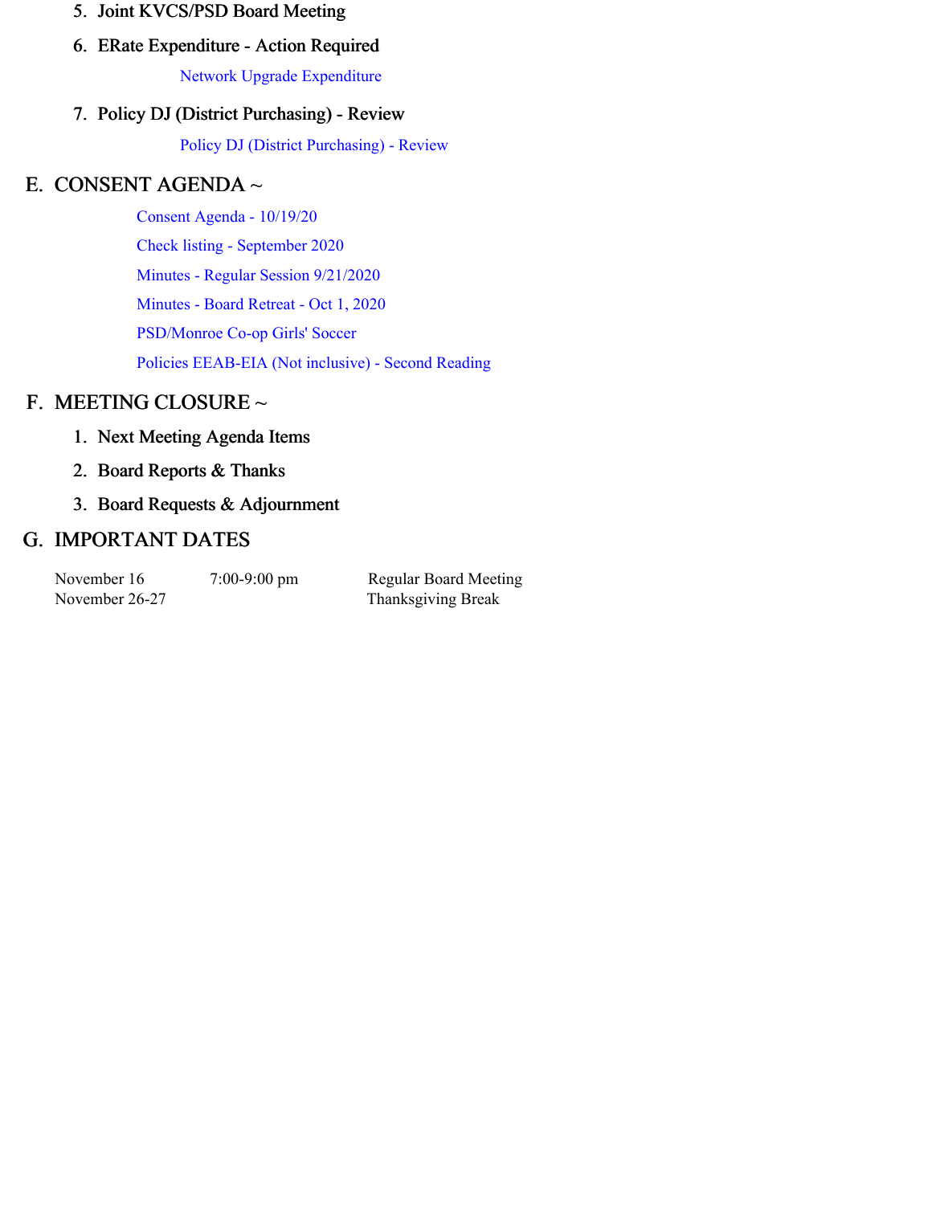5. Joint KVCS/PSD Board Meeting
6. ERate Expenditure - Action Required

   Network Upgrade Expenditure

7. Policy DJ (District Purchasing) - Review

   Policy DJ (District Purchasing) - Review

## E. CONSENT AGENDA ~

Consent Agenda - 10/19/20

Check listing - September 2020

Minutes - Regular Session 9/21/2020

Minutes - Board Retreat - Oct 1, 2020

PSD/Monroe Co-op Girls' Soccer

Policies EEAB-EIA (Not inclusive) - Second Reading

## F. MEETING CLOSURE ~

1. Next Meeting Agenda Items
2. Board Reports & Thanks
3. Board Requests & Adjournment

## G. IMPORTANT DATES

| | | |
|---|---|---|
| November 16 | 7:00-9:00 pm | Regular Board Meeting |
| November 26-27 | | Thanksgiving Break |